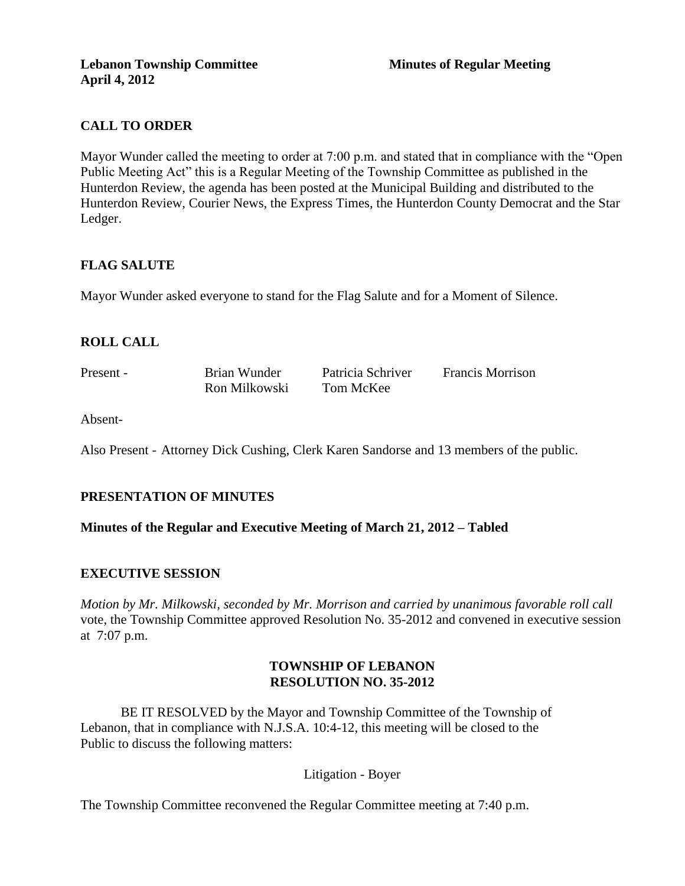**Lebanon Township Committee** **Minutes of Regular Meeting**
**April 4, 2012**

## CALL TO ORDER

Mayor Wunder called the meeting to order at 7:00 p.m. and stated that in compliance with the "Open Public Meeting Act" this is a Regular Meeting of the Township Committee as published in the Hunterdon Review, the agenda has been posted at the Municipal Building and distributed to the Hunterdon Review, Courier News, the Express Times, the Hunterdon County Democrat and the Star Ledger.

## FLAG SALUTE

Mayor Wunder asked everyone to stand for the Flag Salute and for a Moment of Silence.

## ROLL CALL

| Present - | Brian Wunder | Patricia Schriver | Francis Morrison |
|---|---|---|---|
| | Ron Milkowski | Tom McKee | |

Absent-

Also Present - Attorney Dick Cushing, Clerk Karen Sandorse and 13 members of the public.

## PRESENTATION OF MINUTES

**Minutes of the Regular and Executive Meeting of March 21, 2012 – Tabled**

## EXECUTIVE SESSION

*Motion by Mr. Milkowski, seconded by Mr. Morrison and carried by unanimous favorable roll call* vote, the Township Committee approved Resolution No. 35-2012 and convened in executive session at 7:07 p.m.

**TOWNSHIP OF LEBANON**
**RESOLUTION NO. 35-2012**

BE IT RESOLVED by the Mayor and Township Committee of the Township of Lebanon, that in compliance with N.J.S.A. 10:4-12, this meeting will be closed to the Public to discuss the following matters:

Litigation - Boyer

The Township Committee reconvened the Regular Committee meeting at 7:40 p.m.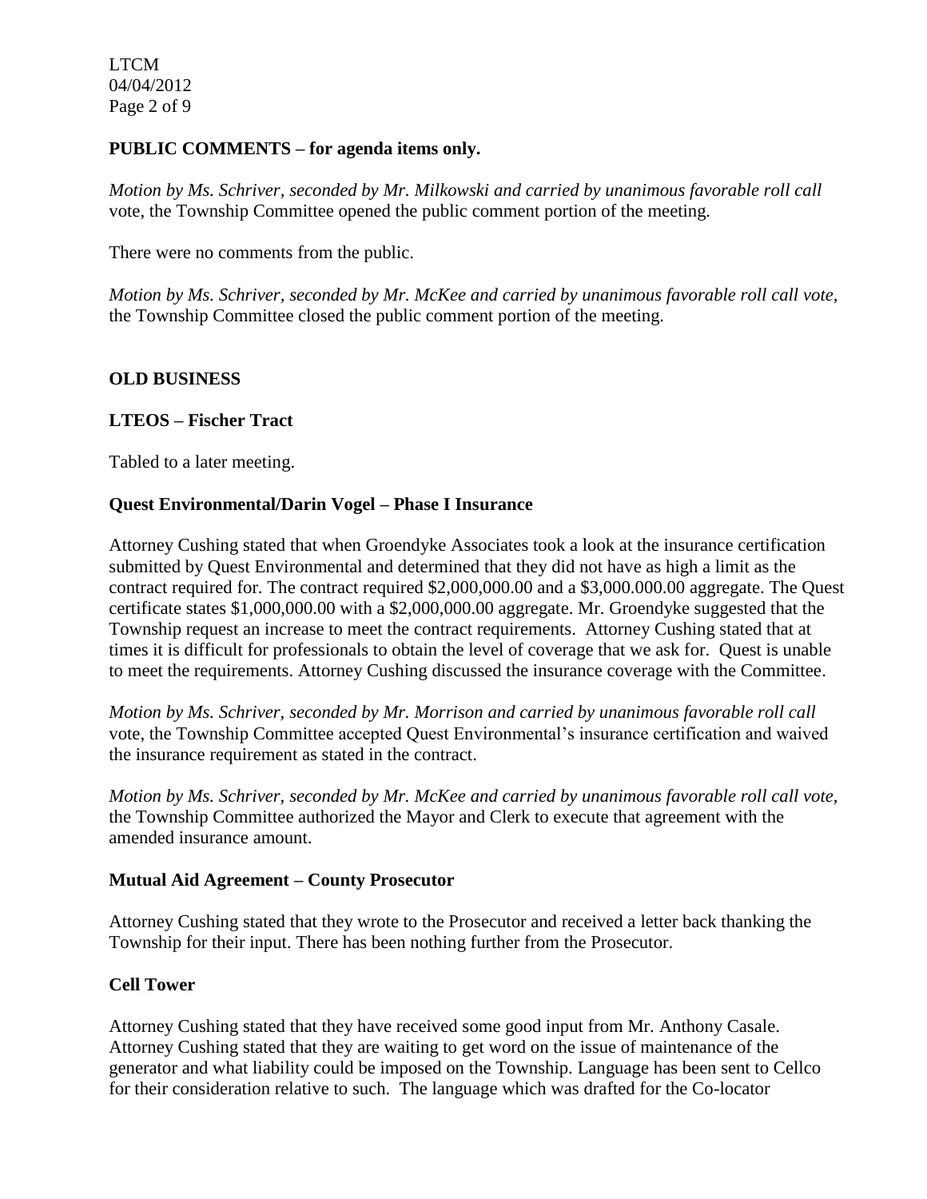**PUBLIC COMMENTS – for agenda items only.**

*Motion by Ms. Schriver, seconded by Mr. Milkowski and carried by unanimous favorable roll call* vote, the Township Committee opened the public comment portion of the meeting.

There were no comments from the public.

*Motion by Ms. Schriver, seconded by Mr. McKee and carried by unanimous favorable roll call vote,* the Township Committee closed the public comment portion of the meeting.

**OLD BUSINESS**

**LTEOS – Fischer Tract**

Tabled to a later meeting.

**Quest Environmental/Darin Vogel – Phase I Insurance**

Attorney Cushing stated that when Groendyke Associates took a look at the insurance certification submitted by Quest Environmental and determined that they did not have as high a limit as the contract required for. The contract required $2,000,000.00 and a $3,000.000.00 aggregate. The Quest certificate states $1,000,000.00 with a $2,000,000.00 aggregate. Mr. Groendyke suggested that the Township request an increase to meet the contract requirements. Attorney Cushing stated that at times it is difficult for professionals to obtain the level of coverage that we ask for. Quest is unable to meet the requirements. Attorney Cushing discussed the insurance coverage with the Committee.

*Motion by Ms. Schriver, seconded by Mr. Morrison and carried by unanimous favorable roll call* vote, the Township Committee accepted Quest Environmental's insurance certification and waived the insurance requirement as stated in the contract.

*Motion by Ms. Schriver, seconded by Mr. McKee and carried by unanimous favorable roll call vote,* the Township Committee authorized the Mayor and Clerk to execute that agreement with the amended insurance amount.

**Mutual Aid Agreement – County Prosecutor**

Attorney Cushing stated that they wrote to the Prosecutor and received a letter back thanking the Township for their input. There has been nothing further from the Prosecutor.

**Cell Tower**

Attorney Cushing stated that they have received some good input from Mr. Anthony Casale. Attorney Cushing stated that they are waiting to get word on the issue of maintenance of the generator and what liability could be imposed on the Township. Language has been sent to Cellco for their consideration relative to such. The language which was drafted for the Co-locator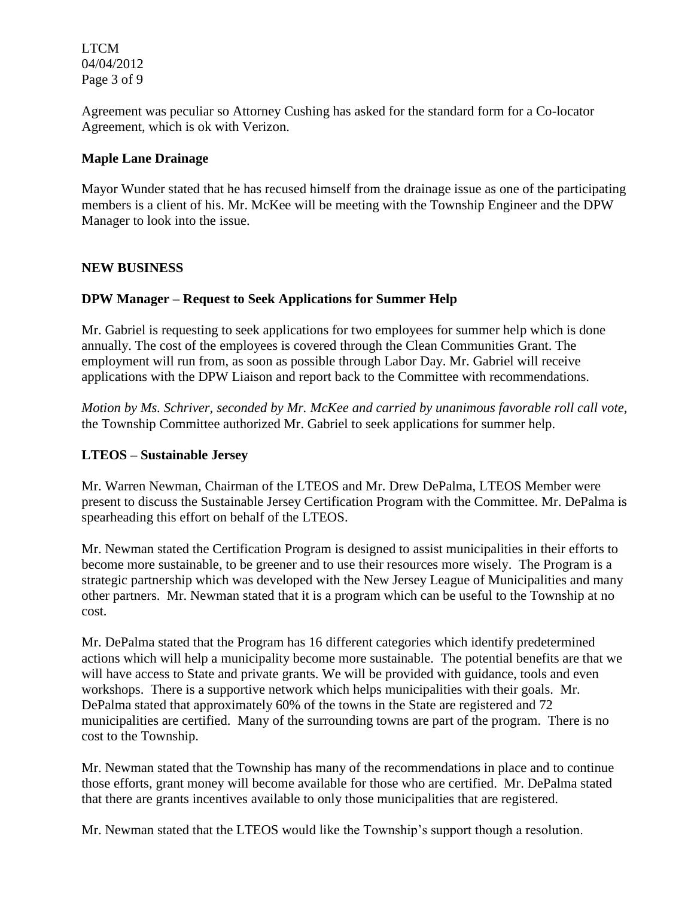Agreement was peculiar so Attorney Cushing has asked for the standard form for a Co-locator Agreement, which is ok with Verizon.

**Maple Lane Drainage**

Mayor Wunder stated that he has recused himself from the drainage issue as one of the participating members is a client of his. Mr. McKee will be meeting with the Township Engineer and the DPW Manager to look into the issue.

**NEW BUSINESS**

**DPW Manager – Request to Seek Applications for Summer Help**

Mr. Gabriel is requesting to seek applications for two employees for summer help which is done annually. The cost of the employees is covered through the Clean Communities Grant. The employment will run from, as soon as possible through Labor Day. Mr. Gabriel will receive applications with the DPW Liaison and report back to the Committee with recommendations.

*Motion by Ms. Schriver, seconded by Mr. McKee and carried by unanimous favorable roll call vote*, the Township Committee authorized Mr. Gabriel to seek applications for summer help.

**LTEOS – Sustainable Jersey**

Mr. Warren Newman, Chairman of the LTEOS and Mr. Drew DePalma, LTEOS Member were present to discuss the Sustainable Jersey Certification Program with the Committee. Mr. DePalma is spearheading this effort on behalf of the LTEOS.

Mr. Newman stated the Certification Program is designed to assist municipalities in their efforts to become more sustainable, to be greener and to use their resources more wisely. The Program is a strategic partnership which was developed with the New Jersey League of Municipalities and many other partners. Mr. Newman stated that it is a program which can be useful to the Township at no cost.

Mr. DePalma stated that the Program has 16 different categories which identify predetermined actions which will help a municipality become more sustainable. The potential benefits are that we will have access to State and private grants. We will be provided with guidance, tools and even workshops. There is a supportive network which helps municipalities with their goals. Mr. DePalma stated that approximately 60% of the towns in the State are registered and 72 municipalities are certified. Many of the surrounding towns are part of the program. There is no cost to the Township.

Mr. Newman stated that the Township has many of the recommendations in place and to continue those efforts, grant money will become available for those who are certified. Mr. DePalma stated that there are grants incentives available to only those municipalities that are registered.

Mr. Newman stated that the LTEOS would like the Township's support though a resolution.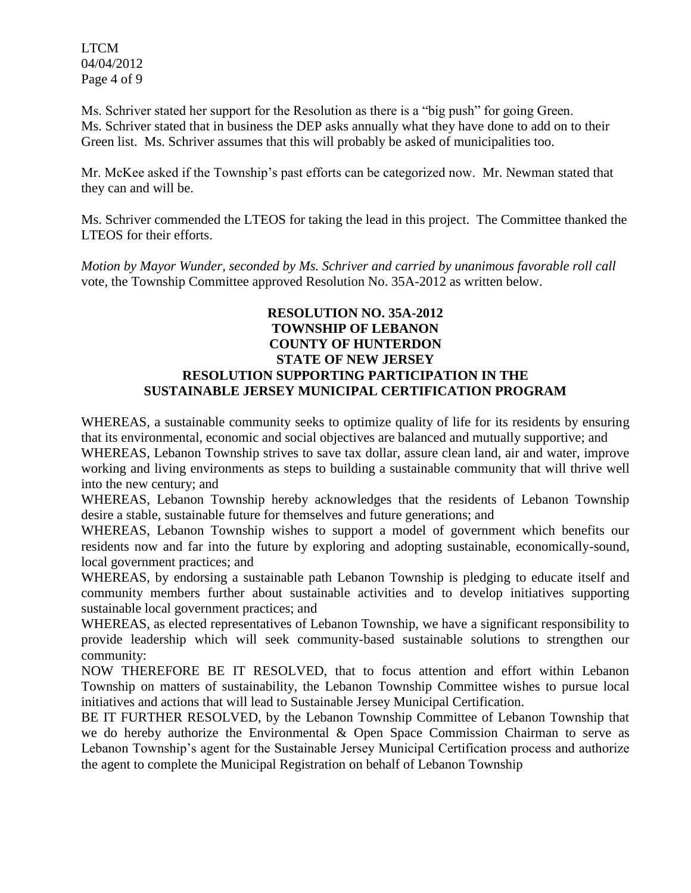Ms. Schriver stated her support for the Resolution as there is a “big push” for going Green. Ms. Schriver stated that in business the DEP asks annually what they have done to add on to their Green list. Ms. Schriver assumes that this will probably be asked of municipalities too.

Mr. McKee asked if the Township’s past efforts can be categorized now. Mr. Newman stated that they can and will be.

Ms. Schriver commended the LTEOS for taking the lead in this project. The Committee thanked the LTEOS for their efforts.

*Motion by Mayor Wunder, seconded by Ms. Schriver and carried by unanimous favorable roll call* vote, the Township Committee approved Resolution No. 35A-2012 as written below.

**RESOLUTION NO. 35A-2012**
**TOWNSHIP OF LEBANON**
**COUNTY OF HUNTERDON**
**STATE OF NEW JERSEY**
**RESOLUTION SUPPORTING PARTICIPATION IN THE SUSTAINABLE JERSEY MUNICIPAL CERTIFICATION PROGRAM**

WHEREAS, a sustainable community seeks to optimize quality of life for its residents by ensuring that its environmental, economic and social objectives are balanced and mutually supportive; and

WHEREAS, Lebanon Township strives to save tax dollar, assure clean land, air and water, improve working and living environments as steps to building a sustainable community that will thrive well into the new century; and

WHEREAS, Lebanon Township hereby acknowledges that the residents of Lebanon Township desire a stable, sustainable future for themselves and future generations; and

WHEREAS, Lebanon Township wishes to support a model of government which benefits our residents now and far into the future by exploring and adopting sustainable, economically-sound, local government practices; and

WHEREAS, by endorsing a sustainable path Lebanon Township is pledging to educate itself and community members further about sustainable activities and to develop initiatives supporting sustainable local government practices; and

WHEREAS, as elected representatives of Lebanon Township, we have a significant responsibility to provide leadership which will seek community-based sustainable solutions to strengthen our community:

NOW THEREFORE BE IT RESOLVED, that to focus attention and effort within Lebanon Township on matters of sustainability, the Lebanon Township Committee wishes to pursue local initiatives and actions that will lead to Sustainable Jersey Municipal Certification.

BE IT FURTHER RESOLVED, by the Lebanon Township Committee of Lebanon Township that we do hereby authorize the Environmental & Open Space Commission Chairman to serve as Lebanon Township’s agent for the Sustainable Jersey Municipal Certification process and authorize the agent to complete the Municipal Registration on behalf of Lebanon Township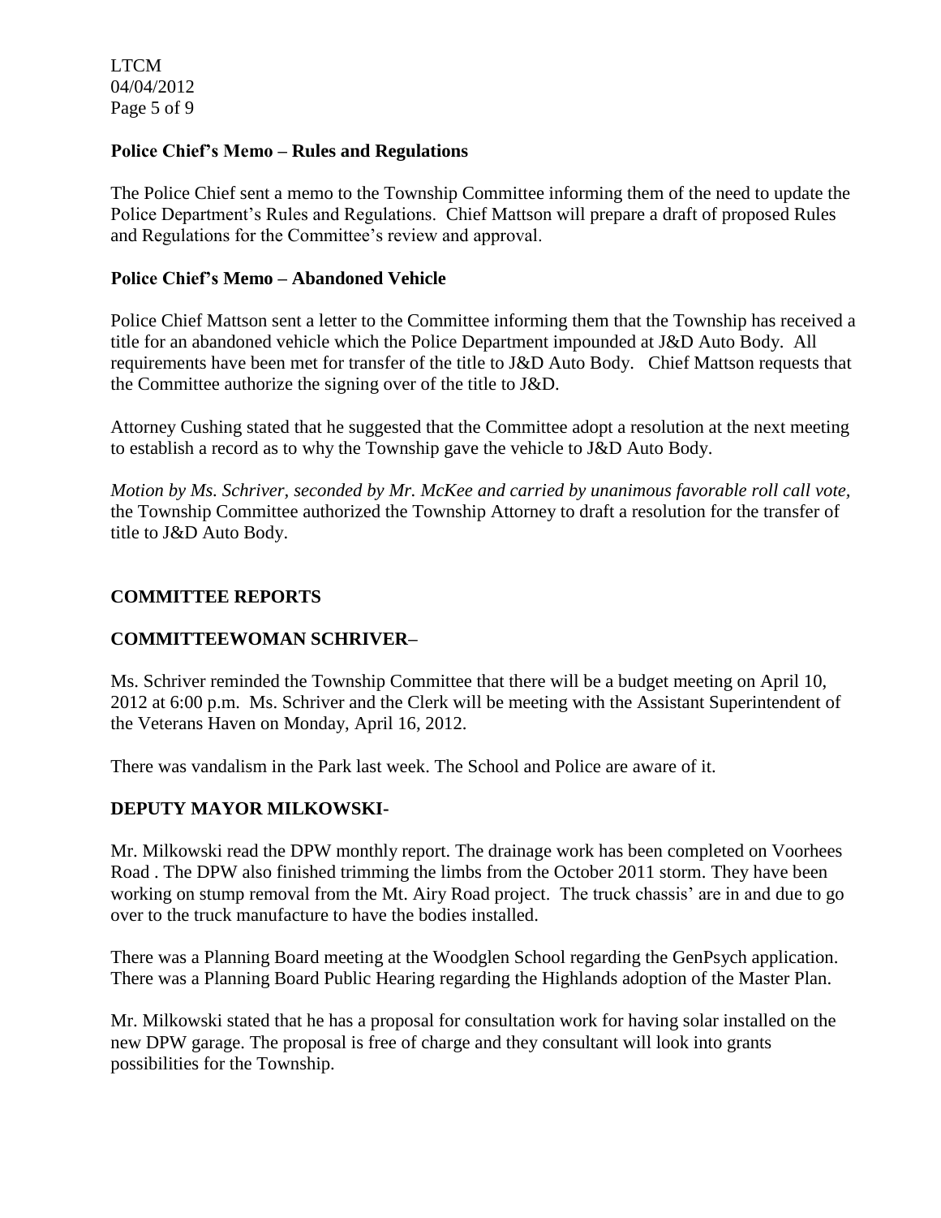**Police Chief's Memo – Rules and Regulations**

The Police Chief sent a memo to the Township Committee informing them of the need to update the Police Department's Rules and Regulations. Chief Mattson will prepare a draft of proposed Rules and Regulations for the Committee's review and approval.

**Police Chief's Memo – Abandoned Vehicle**

Police Chief Mattson sent a letter to the Committee informing them that the Township has received a title for an abandoned vehicle which the Police Department impounded at J&D Auto Body. All requirements have been met for transfer of the title to J&D Auto Body. Chief Mattson requests that the Committee authorize the signing over of the title to J&D.

Attorney Cushing stated that he suggested that the Committee adopt a resolution at the next meeting to establish a record as to why the Township gave the vehicle to J&D Auto Body.

*Motion by Ms. Schriver, seconded by Mr. McKee and carried by unanimous favorable roll call vote,* the Township Committee authorized the Township Attorney to draft a resolution for the transfer of title to J&D Auto Body.

## COMMITTEE REPORTS

### COMMITTEEWOMAN SCHRIVER–

Ms. Schriver reminded the Township Committee that there will be a budget meeting on April 10, 2012 at 6:00 p.m. Ms. Schriver and the Clerk will be meeting with the Assistant Superintendent of the Veterans Haven on Monday, April 16, 2012.

There was vandalism in the Park last week. The School and Police are aware of it.

### DEPUTY MAYOR MILKOWSKI-

Mr. Milkowski read the DPW monthly report. The drainage work has been completed on Voorhees Road . The DPW also finished trimming the limbs from the October 2011 storm. They have been working on stump removal from the Mt. Airy Road project. The truck chassis' are in and due to go over to the truck manufacture to have the bodies installed.

There was a Planning Board meeting at the Woodglen School regarding the GenPsych application. There was a Planning Board Public Hearing regarding the Highlands adoption of the Master Plan.

Mr. Milkowski stated that he has a proposal for consultation work for having solar installed on the new DPW garage. The proposal is free of charge and they consultant will look into grants possibilities for the Township.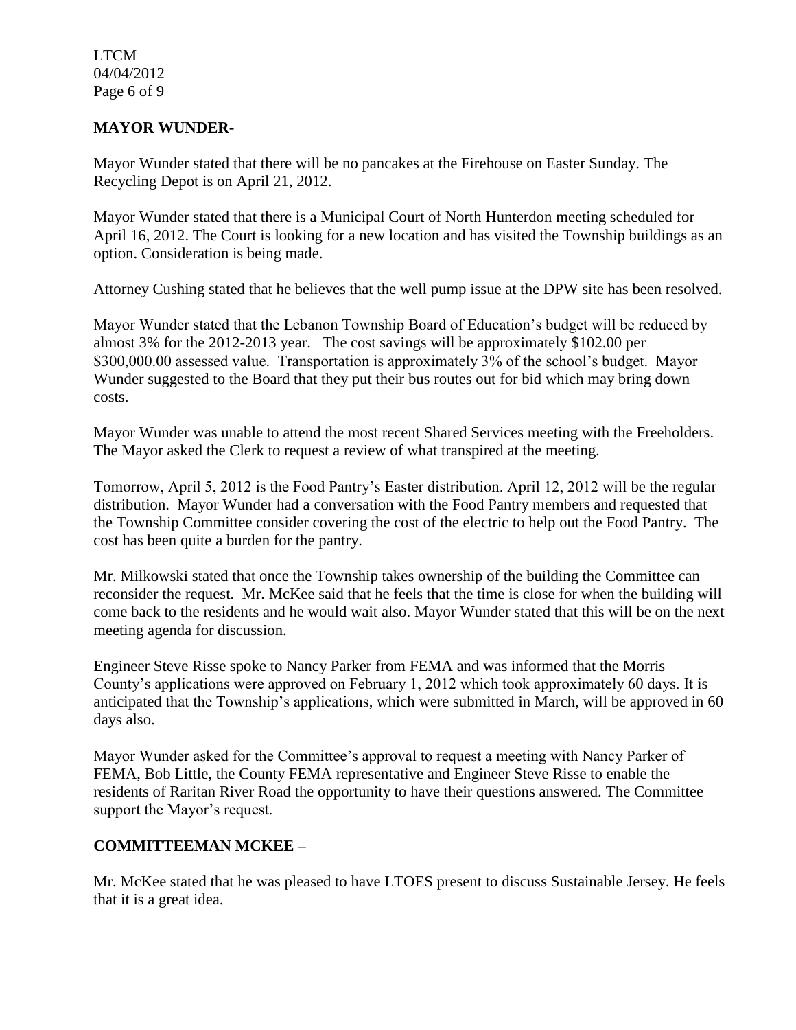**MAYOR WUNDER-**

Mayor Wunder stated that there will be no pancakes at the Firehouse on Easter Sunday. The Recycling Depot is on April 21, 2012.

Mayor Wunder stated that there is a Municipal Court of North Hunterdon meeting scheduled for April 16, 2012. The Court is looking for a new location and has visited the Township buildings as an option. Consideration is being made.

Attorney Cushing stated that he believes that the well pump issue at the DPW site has been resolved.

Mayor Wunder stated that the Lebanon Township Board of Education's budget will be reduced by almost 3% for the 2012-2013 year. The cost savings will be approximately $102.00 per $300,000.00 assessed value. Transportation is approximately 3% of the school's budget. Mayor Wunder suggested to the Board that they put their bus routes out for bid which may bring down costs.

Mayor Wunder was unable to attend the most recent Shared Services meeting with the Freeholders. The Mayor asked the Clerk to request a review of what transpired at the meeting.

Tomorrow, April 5, 2012 is the Food Pantry's Easter distribution. April 12, 2012 will be the regular distribution. Mayor Wunder had a conversation with the Food Pantry members and requested that the Township Committee consider covering the cost of the electric to help out the Food Pantry. The cost has been quite a burden for the pantry.

Mr. Milkowski stated that once the Township takes ownership of the building the Committee can reconsider the request. Mr. McKee said that he feels that the time is close for when the building will come back to the residents and he would wait also. Mayor Wunder stated that this will be on the next meeting agenda for discussion.

Engineer Steve Risse spoke to Nancy Parker from FEMA and was informed that the Morris County's applications were approved on February 1, 2012 which took approximately 60 days. It is anticipated that the Township's applications, which were submitted in March, will be approved in 60 days also.

Mayor Wunder asked for the Committee's approval to request a meeting with Nancy Parker of FEMA, Bob Little, the County FEMA representative and Engineer Steve Risse to enable the residents of Raritan River Road the opportunity to have their questions answered. The Committee support the Mayor's request.

**COMMITTEEMAN MCKEE –**

Mr. McKee stated that he was pleased to have LTOES present to discuss Sustainable Jersey. He feels that it is a great idea.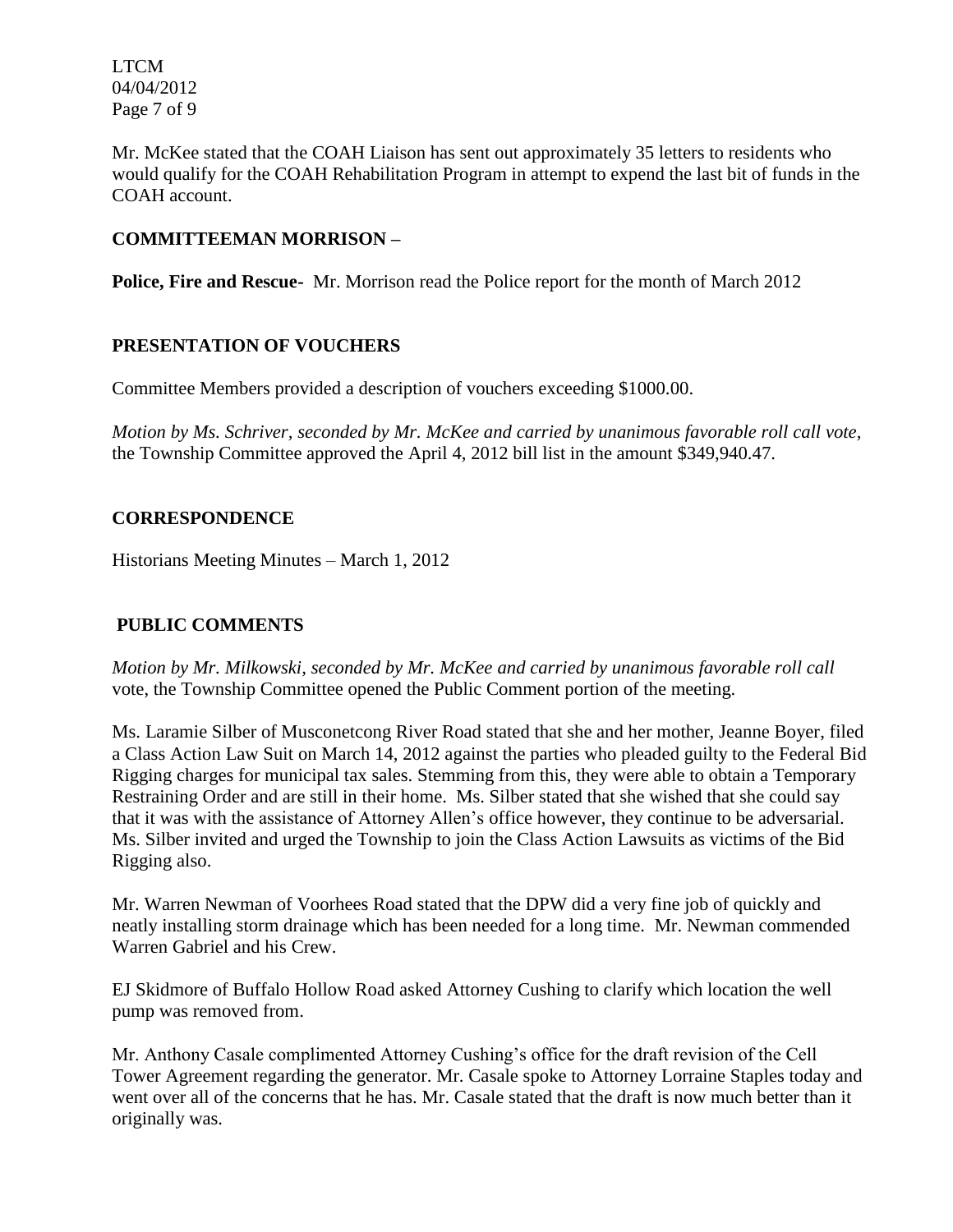Mr. McKee stated that the COAH Liaison has sent out approximately 35 letters to residents who would qualify for the COAH Rehabilitation Program in attempt to expend the last bit of funds in the COAH account.

**COMMITTEEMAN MORRISON –**

**Police, Fire and Rescue-** Mr. Morrison read the Police report for the month of March 2012

**PRESENTATION OF VOUCHERS**

Committee Members provided a description of vouchers exceeding $1000.00.

*Motion by Ms. Schriver, seconded by Mr. McKee and carried by unanimous favorable roll call vote,* the Township Committee approved the April 4, 2012 bill list in the amount $349,940.47.

**CORRESPONDENCE**

Historians Meeting Minutes – March 1, 2012

**PUBLIC COMMENTS**

*Motion by Mr. Milkowski, seconded by Mr. McKee and carried by unanimous favorable roll call* vote, the Township Committee opened the Public Comment portion of the meeting.

Ms. Laramie Silber of Musconetcong River Road stated that she and her mother, Jeanne Boyer, filed a Class Action Law Suit on March 14, 2012 against the parties who pleaded guilty to the Federal Bid Rigging charges for municipal tax sales. Stemming from this, they were able to obtain a Temporary Restraining Order and are still in their home. Ms. Silber stated that she wished that she could say that it was with the assistance of Attorney Allen's office however, they continue to be adversarial. Ms. Silber invited and urged the Township to join the Class Action Lawsuits as victims of the Bid Rigging also.

Mr. Warren Newman of Voorhees Road stated that the DPW did a very fine job of quickly and neatly installing storm drainage which has been needed for a long time. Mr. Newman commended Warren Gabriel and his Crew.

EJ Skidmore of Buffalo Hollow Road asked Attorney Cushing to clarify which location the well pump was removed from.

Mr. Anthony Casale complimented Attorney Cushing's office for the draft revision of the Cell Tower Agreement regarding the generator. Mr. Casale spoke to Attorney Lorraine Staples today and went over all of the concerns that he has. Mr. Casale stated that the draft is now much better than it originally was.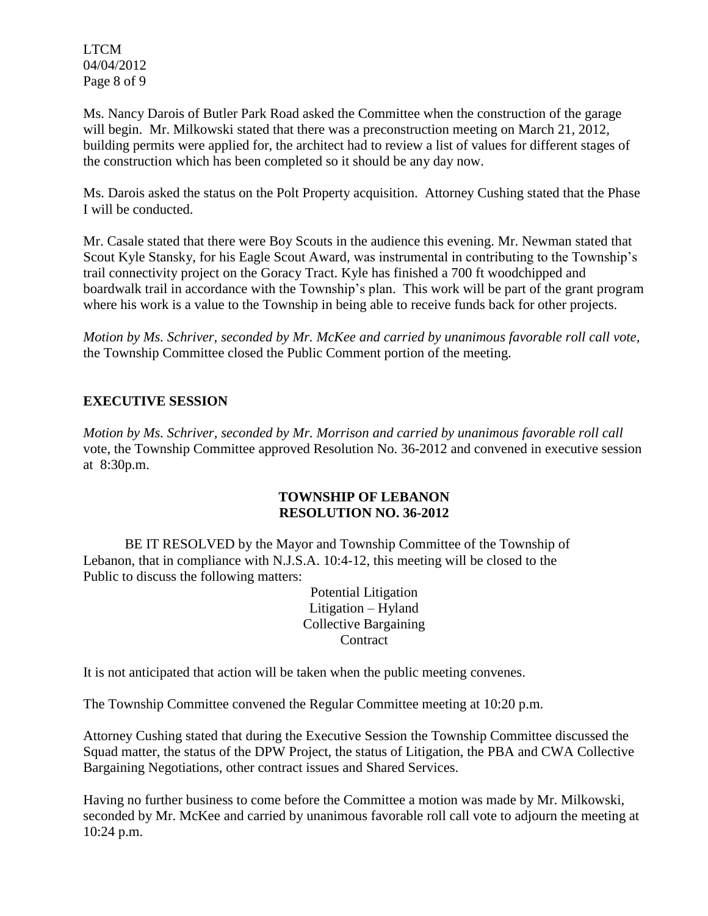Ms. Nancy Darois of Butler Park Road asked the Committee when the construction of the garage will begin. Mr. Milkowski stated that there was a preconstruction meeting on March 21, 2012, building permits were applied for, the architect had to review a list of values for different stages of the construction which has been completed so it should be any day now.

Ms. Darois asked the status on the Polt Property acquisition. Attorney Cushing stated that the Phase I will be conducted.

Mr. Casale stated that there were Boy Scouts in the audience this evening. Mr. Newman stated that Scout Kyle Stansky, for his Eagle Scout Award, was instrumental in contributing to the Township's trail connectivity project on the Goracy Tract. Kyle has finished a 700 ft woodchipped and boardwalk trail in accordance with the Township's plan. This work will be part of the grant program where his work is a value to the Township in being able to receive funds back for other projects.

*Motion by Ms. Schriver, seconded by Mr. McKee and carried by unanimous favorable roll call vote,* the Township Committee closed the Public Comment portion of the meeting.

## EXECUTIVE SESSION

*Motion by Ms. Schriver, seconded by Mr. Morrison and carried by unanimous favorable roll call* vote, the Township Committee approved Resolution No. 36-2012 and convened in executive session at 8:30p.m.

**TOWNSHIP OF LEBANON**
**RESOLUTION NO. 36-2012**

BE IT RESOLVED by the Mayor and Township Committee of the Township of Lebanon, that in compliance with N.J.S.A. 10:4-12, this meeting will be closed to the Public to discuss the following matters:

Potential Litigation
Litigation – Hyland
Collective Bargaining
Contract

It is not anticipated that action will be taken when the public meeting convenes.

The Township Committee convened the Regular Committee meeting at 10:20 p.m.

Attorney Cushing stated that during the Executive Session the Township Committee discussed the Squad matter, the status of the DPW Project, the status of Litigation, the PBA and CWA Collective Bargaining Negotiations, other contract issues and Shared Services.

Having no further business to come before the Committee a motion was made by Mr. Milkowski, seconded by Mr. McKee and carried by unanimous favorable roll call vote to adjourn the meeting at 10:24 p.m.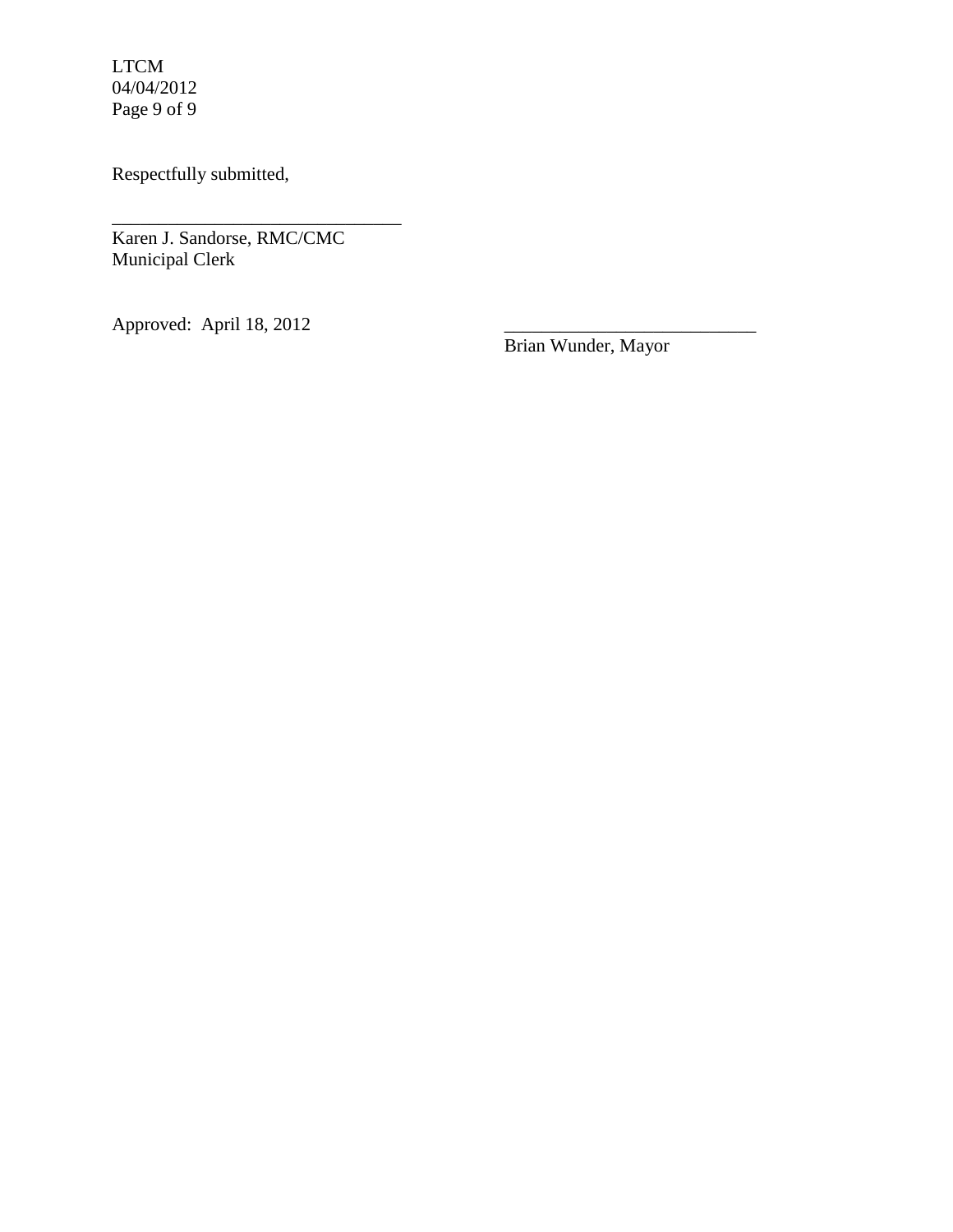Respectfully submitted,

\_\_\_\_\_\_\_\_\_\_\_\_\_\_\_\_\_\_\_\_\_\_\_\_\_\_\_\_\_\_\_
Karen J. Sandorse, RMC/CMC
Municipal Clerk

Approved: April 18, 2012

\_\_\_\_\_\_\_\_\_\_\_\_\_\_\_\_\_\_\_\_\_\_\_\_\_\_\_
Brian Wunder, Mayor